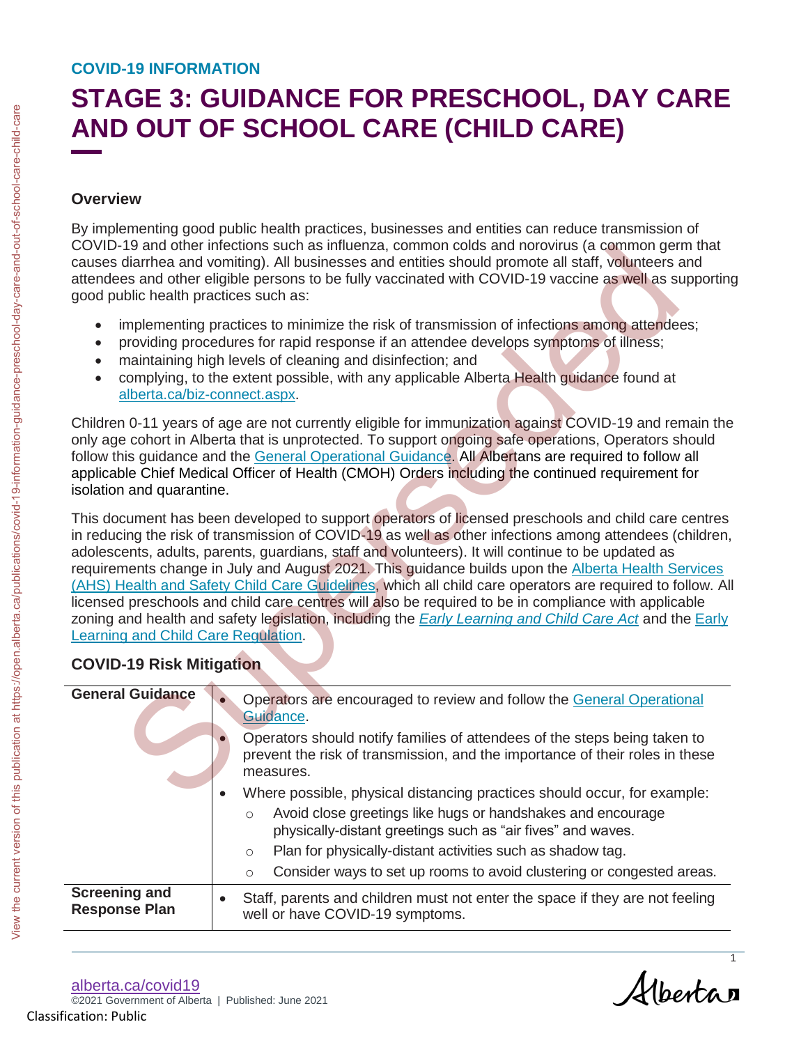COVID-19 INFORMATION

# STAGE 3: GUIDANCE FOR PRESCHOOL, DAY CARE AND OUT OF SCHOOL CARE (CHILD CARE)

## Overview

By implementing good public health practices, businesses and entities can reduce transmission of COVID-19 and other infections such as influenza, common colds and norovirus (a common germ that causes diarrhea and vomiting). All businesses and entities should promote all staff, volunteers and attendees and other eligible persons to be fully vaccinated with COVID-19 vaccine as well as supporting good public health practices such as:

- implementing practices to minimize the risk of transmission of infections among attendees;
- providing procedures for rapid response if an attendee develops symptoms of illness;
- maintaining high levels of cleaning and disinfection; and
- complying, to the extent possible, with any applicable Alberta Health guidance found at alberta.ca/biz-connect.aspx.

Children 0-11 years of age are not currently eligible for immunization against COVID-19 and remain the only age cohort in Alberta that is unprotected. To support ongoing safe operations, Operators should follow this guidance and the General Operational Guidance. All Albertans are required to follow all applicable Chief Medical Officer of Health (CMOH) Orders including the continued requirement for isolation and quarantine.

This document has been developed to support operators of licensed preschools and child care centres in reducing the risk of transmission of COVID-19 as well as other infections among attendees (children, adolescents, adults, parents, guardians, staff and volunteers). It will continue to be updated as requirements change in July and August 2021. This guidance builds upon the Alberta Health Services (AHS) Health and Safety Child Care Guidelines, which all child care operators are required to follow. All licensed preschools and child care centres will also be required to be in compliance with applicable zoning and health and safety legislation, including the *Early Learning and Child Care Act* and the Early Learning and Child Care Regulation.

## COVID-19 Risk Mitigation

| | |
|---|---|
| **General Guidance** | • Operators are encouraged to review and follow the General Operational Guidance.<br>• Operators should notify families of attendees of the steps being taken to prevent the risk of transmission, and the importance of their roles in these measures.<br>• Where possible, physical distancing practices should occur, for example:<br>  ○ Avoid close greetings like hugs or handshakes and encourage physically-distant greetings such as "air fives" and waves.<br>  ○ Plan for physically-distant activities such as shadow tag.<br>  ○ Consider ways to set up rooms to avoid clustering or congested areas. |
| **Screening and Response Plan** | • Staff, parents and children must not enter the space if they are not feeling well or have COVID-19 symptoms. |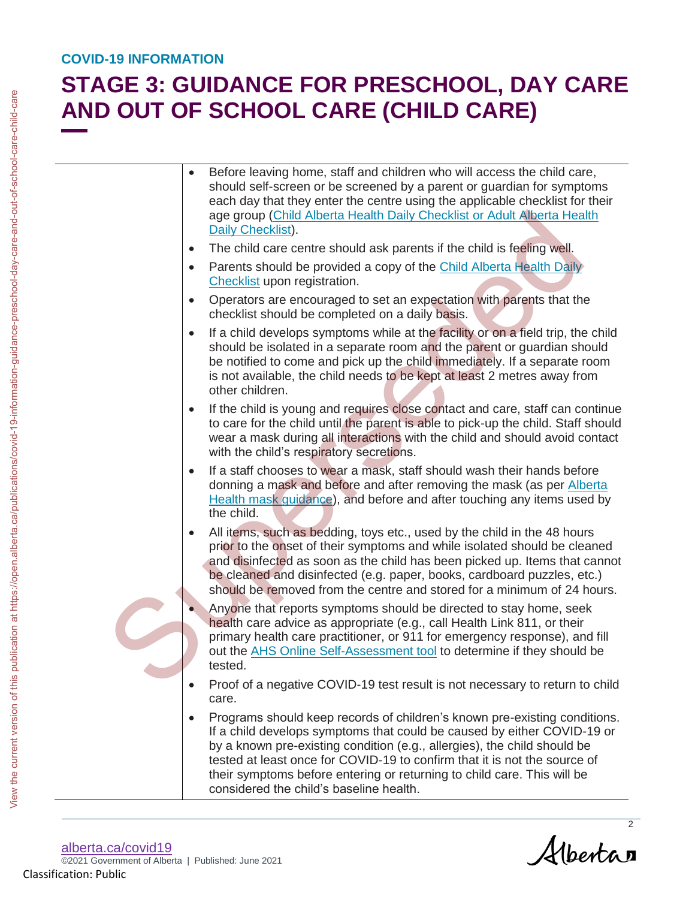COVID-19 INFORMATION

# STAGE 3: GUIDANCE FOR PRESCHOOL, DAY CARE AND OUT OF SCHOOL CARE (CHILD CARE)

- Before leaving home, staff and children who will access the child care, should self-screen or be screened by a parent or guardian for symptoms each day that they enter the centre using the applicable checklist for their age group (Child Alberta Health Daily Checklist or Adult Alberta Health Daily Checklist).
- The child care centre should ask parents if the child is feeling well.
- Parents should be provided a copy of the Child Alberta Health Daily Checklist upon registration.
- Operators are encouraged to set an expectation with parents that the checklist should be completed on a daily basis.
- If a child develops symptoms while at the facility or on a field trip, the child should be isolated in a separate room and the parent or guardian should be notified to come and pick up the child immediately. If a separate room is not available, the child needs to be kept at least 2 metres away from other children.
- If the child is young and requires close contact and care, staff can continue to care for the child until the parent is able to pick-up the child. Staff should wear a mask during all interactions with the child and should avoid contact with the child's respiratory secretions.
- If a staff chooses to wear a mask, staff should wash their hands before donning a mask and before and after removing the mask (as per Alberta Health mask guidance), and before and after touching any items used by the child.
- All items, such as bedding, toys etc., used by the child in the 48 hours prior to the onset of their symptoms and while isolated should be cleaned and disinfected as soon as the child has been picked up. Items that cannot be cleaned and disinfected (e.g. paper, books, cardboard puzzles, etc.) should be removed from the centre and stored for a minimum of 24 hours.
- Anyone that reports symptoms should be directed to stay home, seek health care advice as appropriate (e.g., call Health Link 811, or their primary health care practitioner, or 911 for emergency response), and fill out the AHS Online Self-Assessment tool to determine if they should be tested.
- Proof of a negative COVID-19 test result is not necessary to return to child care.
- Programs should keep records of children's known pre-existing conditions. If a child develops symptoms that could be caused by either COVID-19 or by a known pre-existing condition (e.g., allergies), the child should be tested at least once for COVID-19 to confirm that it is not the source of their symptoms before entering or returning to child care. This will be considered the child's baseline health.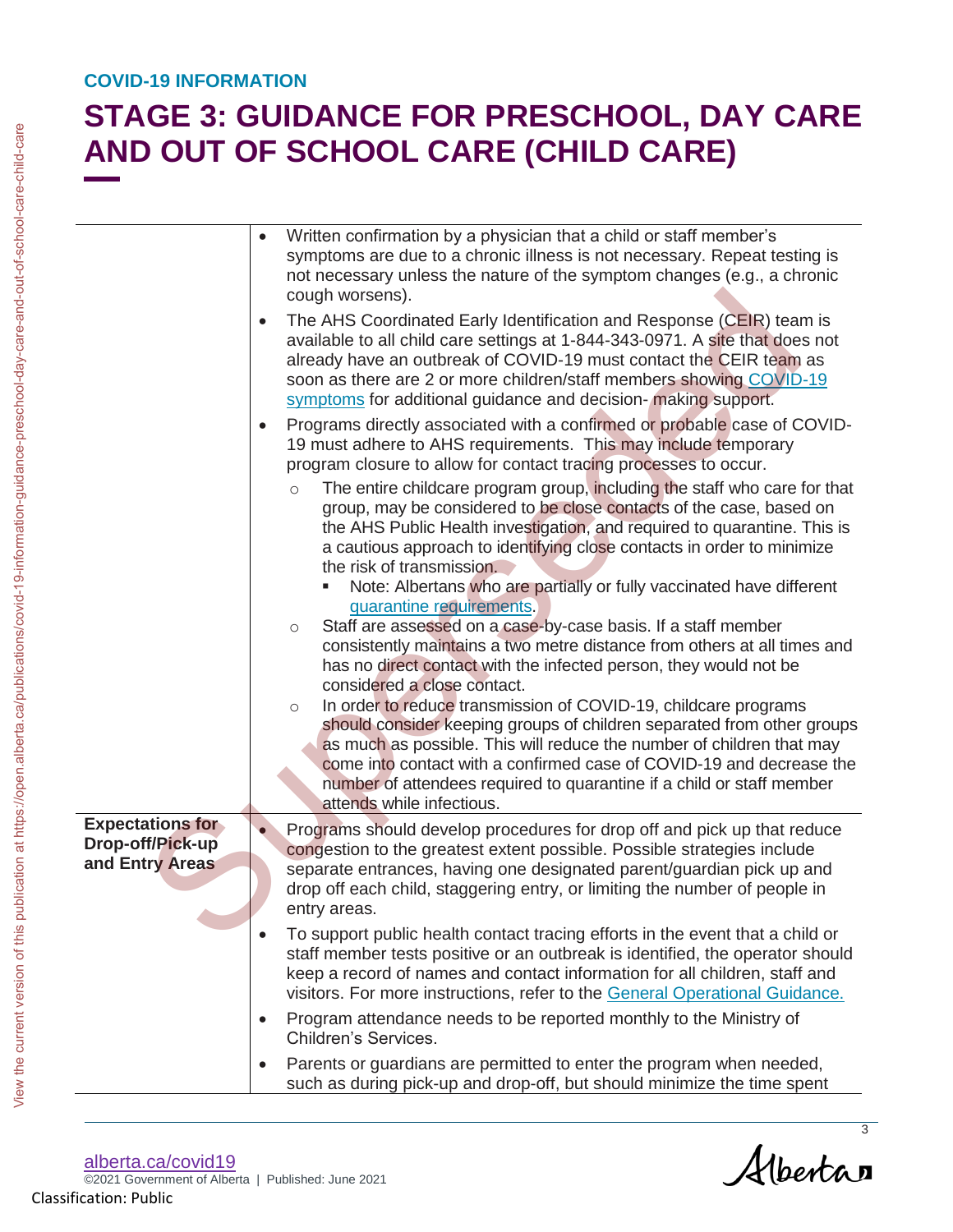COVID-19 INFORMATION

# STAGE 3: GUIDANCE FOR PRESCHOOL, DAY CARE AND OUT OF SCHOOL CARE (CHILD CARE)

| | |
|---|---|
| | • Written confirmation by a physician that a child or staff member's symptoms are due to a chronic illness is not necessary. Repeat testing is not necessary unless the nature of the symptom changes (e.g., a chronic cough worsens).<br>• The AHS Coordinated Early Identification and Response (CEIR) team is available to all child care settings at 1-844-343-0971. A site that does not already have an outbreak of COVID-19 must contact the CEIR team as soon as there are 2 or more children/staff members showing COVID-19 symptoms for additional guidance and decision- making support.<br>• Programs directly associated with a confirmed or probable case of COVID-19 must adhere to AHS requirements. This may include temporary program closure to allow for contact tracing processes to occur.<br>  ○ The entire childcare program group, including the staff who care for that group, may be considered to be close contacts of the case, based on the AHS Public Health investigation, and required to quarantine. This is a cautious approach to identifying close contacts in order to minimize the risk of transmission.<br>    ▪ Note: Albertans who are partially or fully vaccinated have different quarantine requirements.<br>  ○ Staff are assessed on a case-by-case basis. If a staff member consistently maintains a two metre distance from others at all times and has no direct contact with the infected person, they would not be considered a close contact.<br>  ○ In order to reduce transmission of COVID-19, childcare programs should consider keeping groups of children separated from other groups as much as possible. This will reduce the number of children that may come into contact with a confirmed case of COVID-19 and decrease the number of attendees required to quarantine if a child or staff member attends while infectious. |
| **Expectations for Drop-off/Pick-up and Entry Areas** | • Programs should develop procedures for drop off and pick up that reduce congestion to the greatest extent possible. Possible strategies include separate entrances, having one designated parent/guardian pick up and drop off each child, staggering entry, or limiting the number of people in entry areas.<br>• To support public health contact tracing efforts in the event that a child or staff member tests positive or an outbreak is identified, the operator should keep a record of names and contact information for all children, staff and visitors. For more instructions, refer to the General Operational Guidance.<br>• Program attendance needs to be reported monthly to the Ministry of Children's Services.<br>• Parents or guardians are permitted to enter the program when needed, such as during pick-up and drop-off, but should minimize the time spent |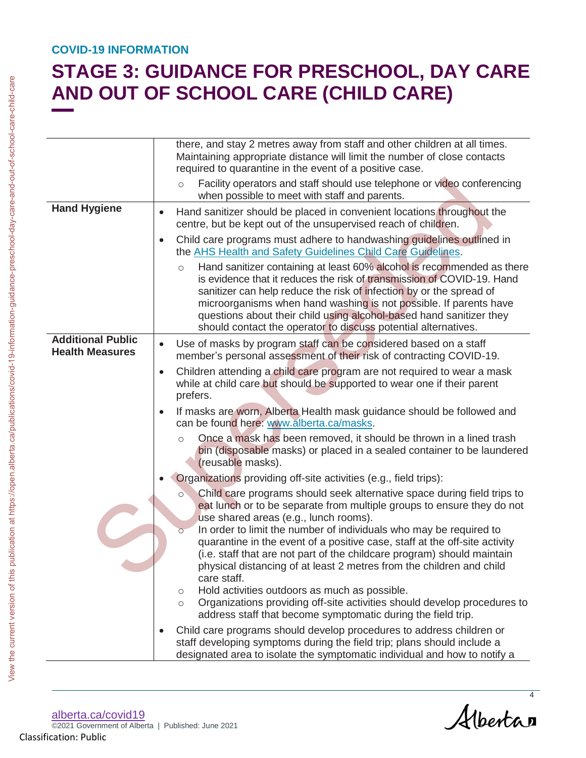COVID-19 INFORMATION

# STAGE 3: GUIDANCE FOR PRESCHOOL, DAY CARE AND OUT OF SCHOOL CARE (CHILD CARE)

| | |
|---|---|
| | there, and stay 2 metres away from staff and other children at all times. Maintaining appropriate distance will limit the number of close contacts required to quarantine in the event of a positive case.<br>◦ Facility operators and staff should use telephone or video conferencing when possible to meet with staff and parents. |
| **Hand Hygiene** | • Hand sanitizer should be placed in convenient locations throughout the centre, but be kept out of the unsupervised reach of children.<br>• Child care programs must adhere to handwashing guidelines outlined in the AHS Health and Safety Guidelines Child Care Guidelines.<br>◦ Hand sanitizer containing at least 60% alcohol is recommended as there is evidence that it reduces the risk of transmission of COVID-19. Hand sanitizer can help reduce the risk of infection by or the spread of microorganisms when hand washing is not possible. If parents have questions about their child using alcohol-based hand sanitizer they should contact the operator to discuss potential alternatives. |
| **Additional Public Health Measures** | • Use of masks by program staff can be considered based on a staff member's personal assessment of their risk of contracting COVID-19.<br>• Children attending a child care program are not required to wear a mask while at child care but should be supported to wear one if their parent prefers.<br>• If masks are worn, Alberta Health mask guidance should be followed and can be found here: www.alberta.ca/masks.<br>◦ Once a mask has been removed, it should be thrown in a lined trash bin (disposable masks) or placed in a sealed container to be laundered (reusable masks).<br>• Organizations providing off-site activities (e.g., field trips):<br>◦ Child care programs should seek alternative space during field trips to eat lunch or to be separate from multiple groups to ensure they do not use shared areas (e.g., lunch rooms).<br>◦ In order to limit the number of individuals who may be required to quarantine in the event of a positive case, staff at the off-site activity (i.e. staff that are not part of the childcare program) should maintain physical distancing of at least 2 metres from the children and child care staff.<br>◦ Hold activities outdoors as much as possible.<br>◦ Organizations providing off-site activities should develop procedures to address staff that become symptomatic during the field trip.<br>• Child care programs should develop procedures to address children or staff developing symptoms during the field trip; plans should include a designated area to isolate the symptomatic individual and how to notify a |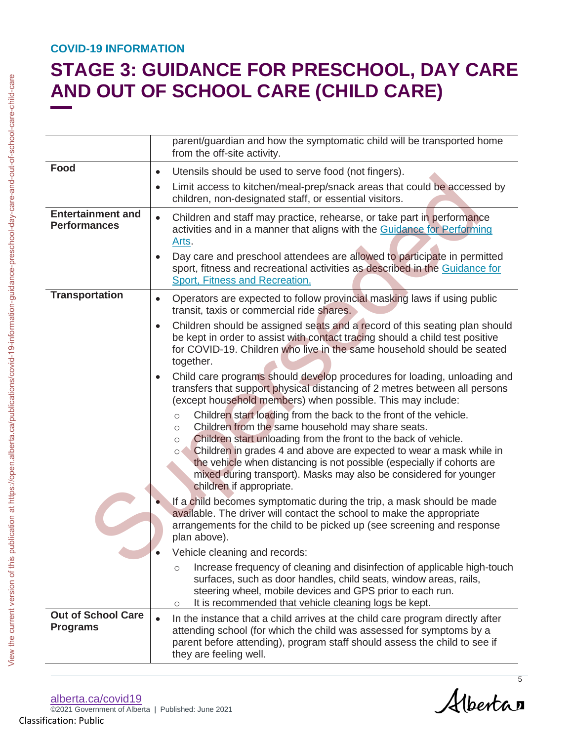**COVID-19 INFORMATION**

# STAGE 3: GUIDANCE FOR PRESCHOOL, DAY CARE AND OUT OF SCHOOL CARE (CHILD CARE)

| | |
|---|---|
| | parent/guardian and how the symptomatic child will be transported home from the off-site activity. |
| **Food** | • Utensils should be used to serve food (not fingers).<br>• Limit access to kitchen/meal-prep/snack areas that could be accessed by children, non-designated staff, or essential visitors. |
| **Entertainment and Performances** | • Children and staff may practice, rehearse, or take part in performance activities and in a manner that aligns with the Guidance for Performing Arts.<br>• Day care and preschool attendees are allowed to participate in permitted sport, fitness and recreational activities as described in the Guidance for Sport, Fitness and Recreation. |
| **Transportation** | • Operators are expected to follow provincial masking laws if using public transit, taxis or commercial ride shares.<br>• Children should be assigned seats and a record of this seating plan should be kept in order to assist with contact tracing should a child test positive for COVID-19. Children who live in the same household should be seated together.<br>• Child care programs should develop procedures for loading, unloading and transfers that support physical distancing of 2 metres between all persons (except household members) when possible. This may include:<br>  ○ Children start loading from the back to the front of the vehicle.<br>  ○ Children from the same household may share seats.<br>  ○ Children start unloading from the front to the back of vehicle.<br>  ○ Children in grades 4 and above are expected to wear a mask while in the vehicle when distancing is not possible (especially if cohorts are mixed during transport). Masks may also be considered for younger children if appropriate.<br>• If a child becomes symptomatic during the trip, a mask should be made available. The driver will contact the school to make the appropriate arrangements for the child to be picked up (see screening and response plan above).<br>• Vehicle cleaning and records:<br>  ○ Increase frequency of cleaning and disinfection of applicable high-touch surfaces, such as door handles, child seats, window areas, rails, steering wheel, mobile devices and GPS prior to each run.<br>  ○ It is recommended that vehicle cleaning logs be kept. |
| **Out of School Care Programs** | • In the instance that a child arrives at the child care program directly after attending school (for which the child was assessed for symptoms by a parent before attending), program staff should assess the child to see if they are feeling well. |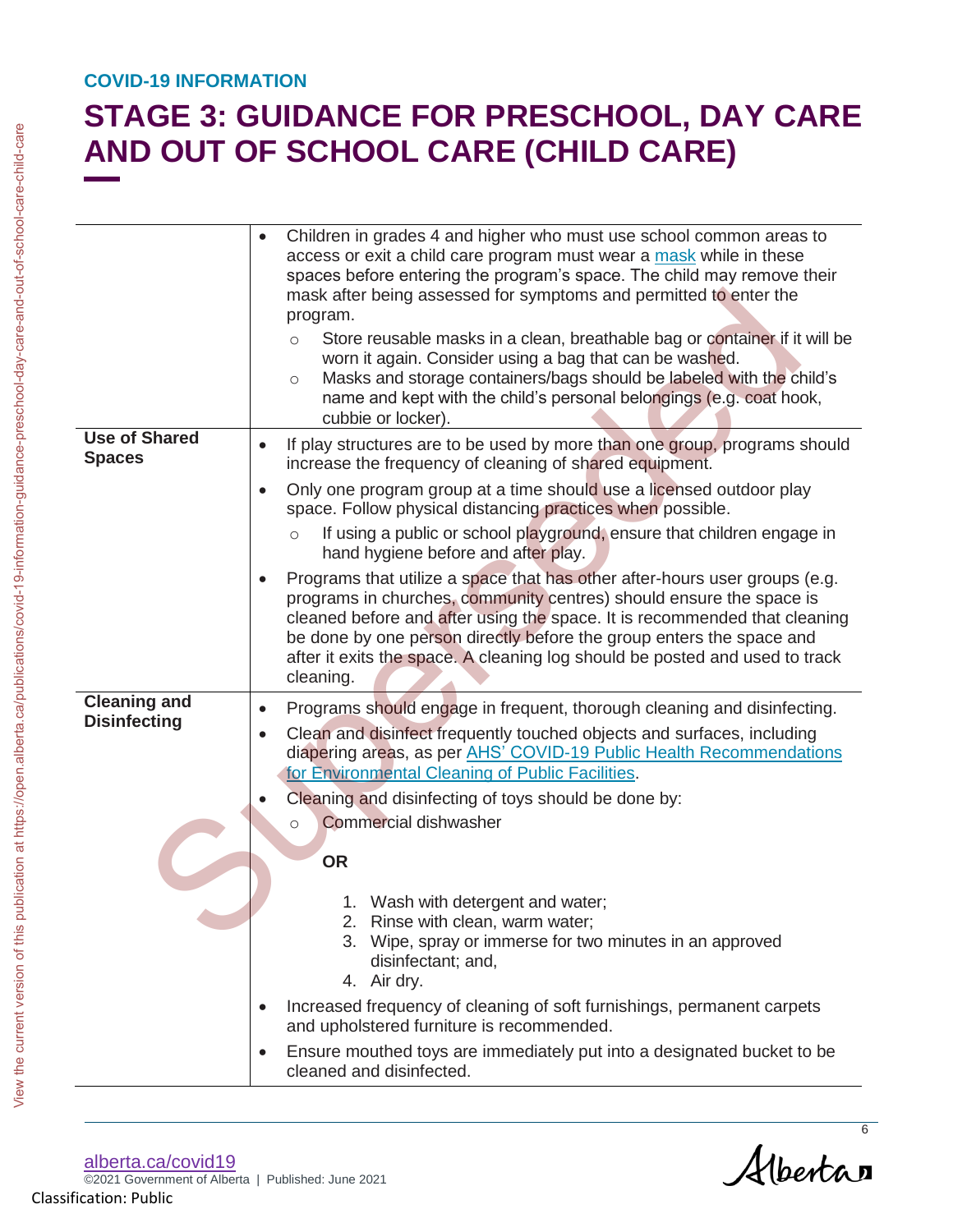COVID-19 INFORMATION

# STAGE 3: GUIDANCE FOR PRESCHOOL, DAY CARE AND OUT OF SCHOOL CARE (CHILD CARE)

| | |
|---|---|
| | • Children in grades 4 and higher who must use school common areas to access or exit a child care program must wear a mask while in these spaces before entering the program's space. The child may remove their mask after being assessed for symptoms and permitted to enter the program.<br>  ○ Store reusable masks in a clean, breathable bag or container if it will be worn it again. Consider using a bag that can be washed.<br>  ○ Masks and storage containers/bags should be labeled with the child's name and kept with the child's personal belongings (e.g. coat hook, cubbie or locker). |
| **Use of Shared Spaces** | • If play structures are to be used by more than one group, programs should increase the frequency of cleaning of shared equipment.<br>• Only one program group at a time should use a licensed outdoor play space. Follow physical distancing practices when possible.<br>  ○ If using a public or school playground, ensure that children engage in hand hygiene before and after play.<br>• Programs that utilize a space that has other after-hours user groups (e.g. programs in churches, community centres) should ensure the space is cleaned before and after using the space. It is recommended that cleaning be done by one person directly before the group enters the space and after it exits the space. A cleaning log should be posted and used to track cleaning. |
| **Cleaning and Disinfecting** | • Programs should engage in frequent, thorough cleaning and disinfecting.<br>• Clean and disinfect frequently touched objects and surfaces, including diapering areas, as per AHS' COVID-19 Public Health Recommendations for Environmental Cleaning of Public Facilities.<br>• Cleaning and disinfecting of toys should be done by:<br>  ○ Commercial dishwasher<br>  **OR**<br>  1. Wash with detergent and water;<br>  2. Rinse with clean, warm water;<br>  3. Wipe, spray or immerse for two minutes in an approved disinfectant; and,<br>  4. Air dry.<br>• Increased frequency of cleaning of soft furnishings, permanent carpets and upholstered furniture is recommended.<br>• Ensure mouthed toys are immediately put into a designated bucket to be cleaned and disinfected. |

alberta.ca/covid19

©2021 Government of Alberta | Published: June 2021

Classification: Public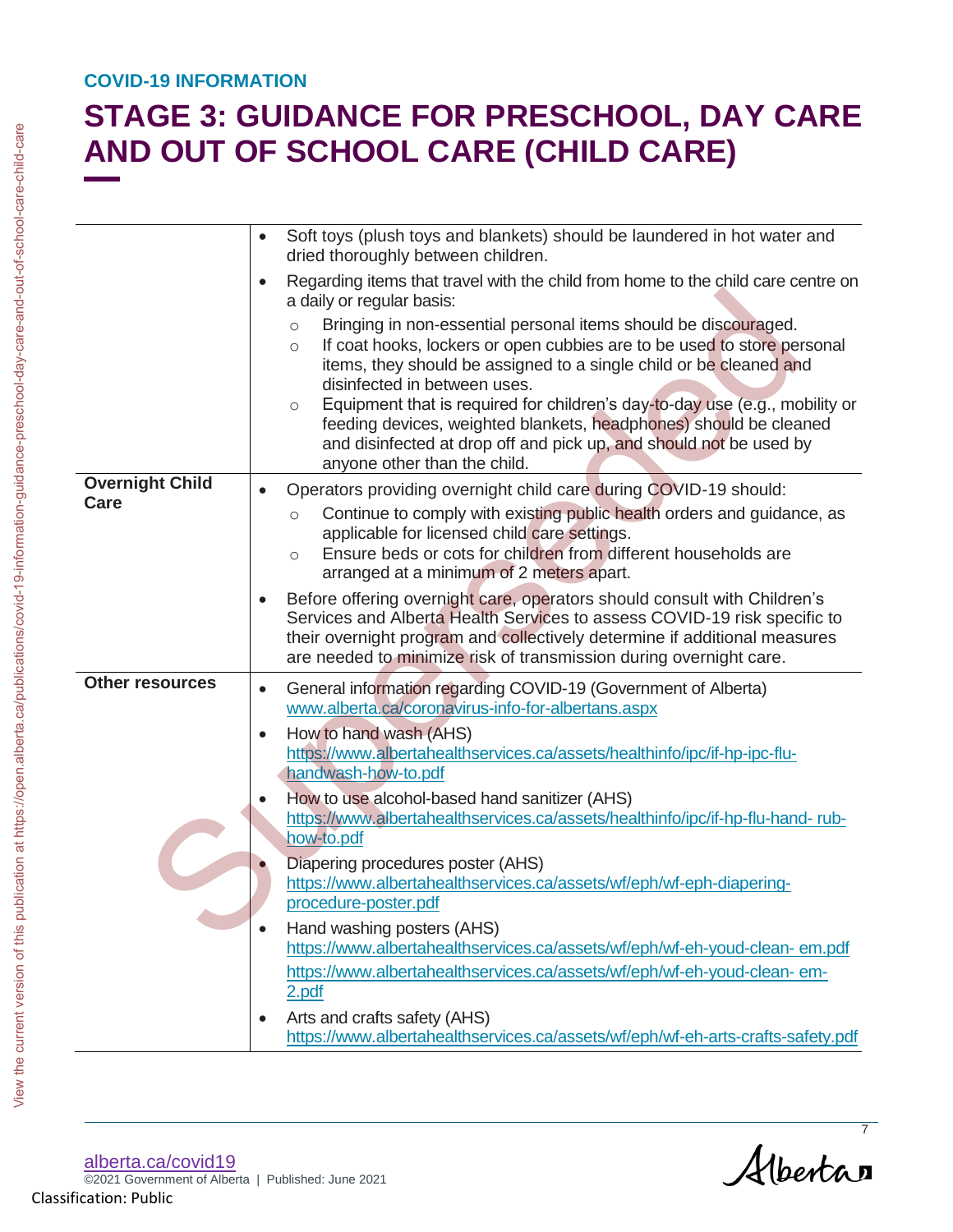COVID-19 INFORMATION

# STAGE 3: GUIDANCE FOR PRESCHOOL, DAY CARE AND OUT OF SCHOOL CARE (CHILD CARE)

| | |
|---|---|
| | • Soft toys (plush toys and blankets) should be laundered in hot water and dried thoroughly between children.<br>• Regarding items that travel with the child from home to the child care centre on a daily or regular basis:<br>○ Bringing in non-essential personal items should be discouraged.<br>○ If coat hooks, lockers or open cubbies are to be used to store personal items, they should be assigned to a single child or be cleaned and disinfected in between uses.<br>○ Equipment that is required for children's day-to-day use (e.g., mobility or feeding devices, weighted blankets, headphones) should be cleaned and disinfected at drop off and pick up, and should not be used by anyone other than the child. |
| **Overnight Child Care** | • Operators providing overnight child care during COVID-19 should:<br>○ Continue to comply with existing public health orders and guidance, as applicable for licensed child care settings.<br>○ Ensure beds or cots for children from different households are arranged at a minimum of 2 meters apart.<br>• Before offering overnight care, operators should consult with Children's Services and Alberta Health Services to assess COVID-19 risk specific to their overnight program and collectively determine if additional measures are needed to minimize risk of transmission during overnight care. |
| **Other resources** | • General information regarding COVID-19 (Government of Alberta) www.alberta.ca/coronavirus-info-for-albertans.aspx<br>• How to hand wash (AHS) https://www.albertahealthservices.ca/assets/healthinfo/ipc/if-hp-ipc-flu-handwash-how-to.pdf<br>• How to use alcohol-based hand sanitizer (AHS) https://www.albertahealthservices.ca/assets/healthinfo/ipc/if-hp-flu-hand- rub-how-to.pdf<br>• Diapering procedures poster (AHS) https://www.albertahealthservices.ca/assets/wf/eph/wf-eph-diapering-procedure-poster.pdf<br>• Hand washing posters (AHS) https://www.albertahealthservices.ca/assets/wf/eph/wf-eh-youd-clean- em.pdf https://www.albertahealthservices.ca/assets/wf/eph/wf-eh-youd-clean- em-2.pdf<br>• Arts and crafts safety (AHS) https://www.albertahealthservices.ca/assets/wf/eph/wf-eh-arts-crafts-safety.pdf |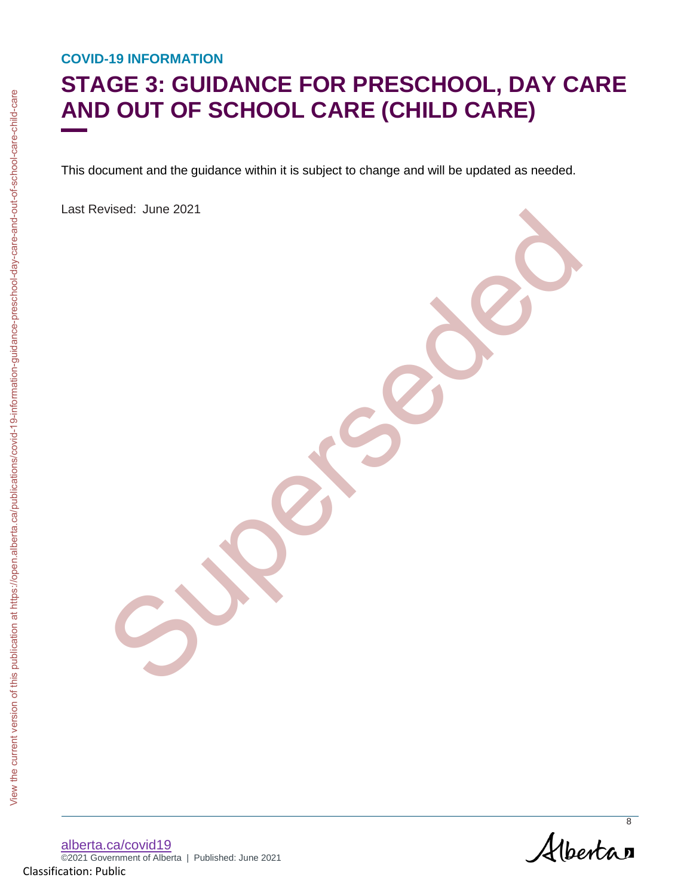COVID-19 INFORMATION

# STAGE 3: GUIDANCE FOR PRESCHOOL, DAY CARE AND OUT OF SCHOOL CARE (CHILD CARE)

This document and the guidance within it is subject to change and will be updated as needed.

Last Revised: June 2021

Superseded

View the current version of this publication at https://open.alberta.ca/publications/covid-19-information-guidance-preschool-day-care-and-out-of-school-care-child-care

alberta.ca/covid19

©2021 Government of Alberta | Published: June 2021

Classification: Public